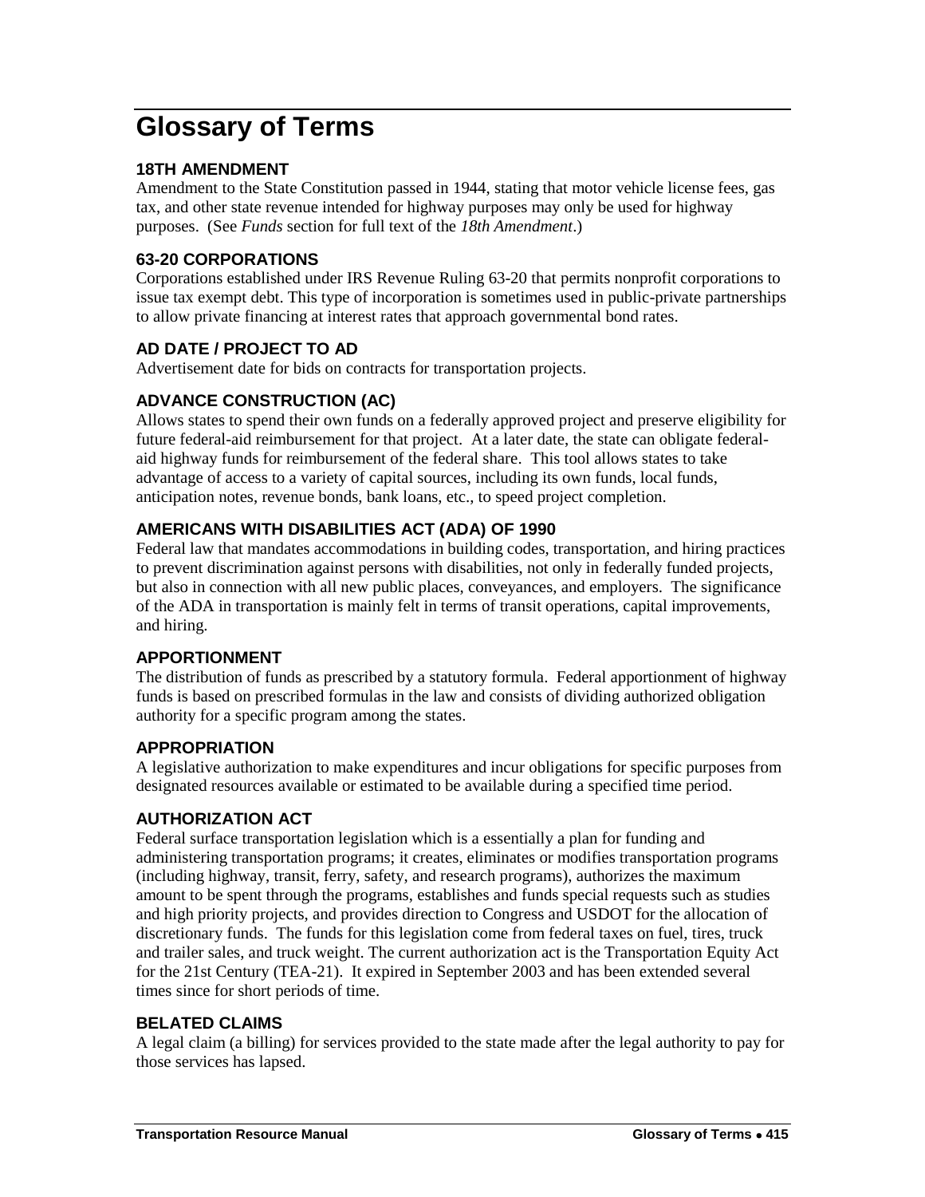# Glossary of Terms

### 18TH AMENDMENT

Amendment to the State Constitution passed in 1944, stating that motor vehicle license fees, gas tax, and other state revenue intended for highway purposes may only be used for highway purposes. (See *Funds* section for full text of the *18th Amendment*.)

### 63-20 CORPORATIONS

Corporations established under IRS Revenue Ruling 63-20 that permits nonprofit corporations to issue tax exempt debt. This type of incorporation is sometimes used in public-private partnerships to allow private financing at interest rates that approach governmental bond rates.

### AD DATE / PROJECT TO AD

Advertisement date for bids on contracts for transportation projects.

### ADVANCE CONSTRUCTION (AC)

Allows states to spend their own funds on a federally approved project and preserve eligibility for future federal-aid reimbursement for that project. At a later date, the state can obligate federal-aid highway funds for reimbursement of the federal share. This tool allows states to take advantage of access to a variety of capital sources, including its own funds, local funds, anticipation notes, revenue bonds, bank loans, etc., to speed project completion.

### AMERICANS WITH DISABILITIES ACT (ADA) OF 1990

Federal law that mandates accommodations in building codes, transportation, and hiring practices to prevent discrimination against persons with disabilities, not only in federally funded projects, but also in connection with all new public places, conveyances, and employers. The significance of the ADA in transportation is mainly felt in terms of transit operations, capital improvements, and hiring.

### APPORTIONMENT

The distribution of funds as prescribed by a statutory formula. Federal apportionment of highway funds is based on prescribed formulas in the law and consists of dividing authorized obligation authority for a specific program among the states.

### APPROPRIATION

A legislative authorization to make expenditures and incur obligations for specific purposes from designated resources available or estimated to be available during a specified time period.

### AUTHORIZATION ACT

Federal surface transportation legislation which is a essentially a plan for funding and administering transportation programs; it creates, eliminates or modifies transportation programs (including highway, transit, ferry, safety, and research programs), authorizes the maximum amount to be spent through the programs, establishes and funds special requests such as studies and high priority projects, and provides direction to Congress and USDOT for the allocation of discretionary funds. The funds for this legislation come from federal taxes on fuel, tires, truck and trailer sales, and truck weight. The current authorization act is the Transportation Equity Act for the 21st Century (TEA-21). It expired in September 2003 and has been extended several times since for short periods of time.

### BELATED CLAIMS

A legal claim (a billing) for services provided to the state made after the legal authority to pay for those services has lapsed.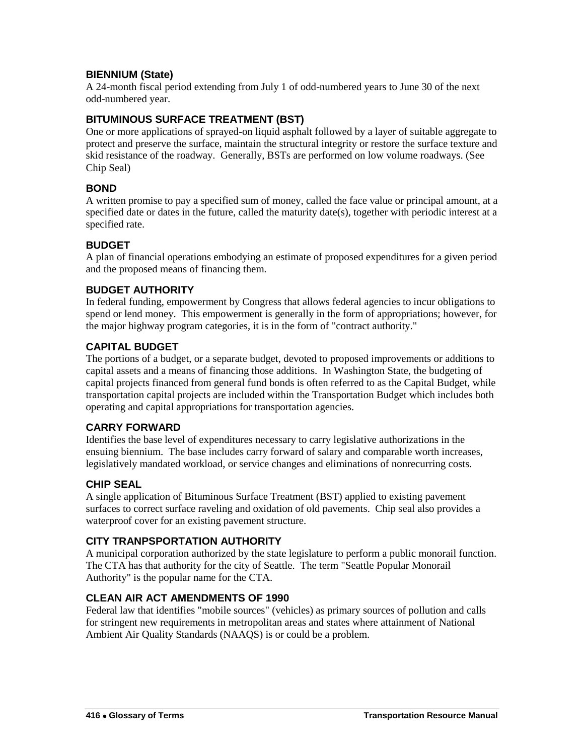### BIENNIUM (State)

A 24-month fiscal period extending from July 1 of odd-numbered years to June 30 of the next odd-numbered year.

### BITUMINOUS SURFACE TREATMENT (BST)

One or more applications of sprayed-on liquid asphalt followed by a layer of suitable aggregate to protect and preserve the surface, maintain the structural integrity or restore the surface texture and skid resistance of the roadway. Generally, BSTs are performed on low volume roadways. (See Chip Seal)

### BOND

A written promise to pay a specified sum of money, called the face value or principal amount, at a specified date or dates in the future, called the maturity date(s), together with periodic interest at a specified rate.

### BUDGET

A plan of financial operations embodying an estimate of proposed expenditures for a given period and the proposed means of financing them.

### BUDGET AUTHORITY

In federal funding, empowerment by Congress that allows federal agencies to incur obligations to spend or lend money. This empowerment is generally in the form of appropriations; however, for the major highway program categories, it is in the form of "contract authority."

### CAPITAL BUDGET

The portions of a budget, or a separate budget, devoted to proposed improvements or additions to capital assets and a means of financing those additions. In Washington State, the budgeting of capital projects financed from general fund bonds is often referred to as the Capital Budget, while transportation capital projects are included within the Transportation Budget which includes both operating and capital appropriations for transportation agencies.

### CARRY FORWARD

Identifies the base level of expenditures necessary to carry legislative authorizations in the ensuing biennium. The base includes carry forward of salary and comparable worth increases, legislatively mandated workload, or service changes and eliminations of nonrecurring costs.

### CHIP SEAL

A single application of Bituminous Surface Treatment (BST) applied to existing pavement surfaces to correct surface raveling and oxidation of old pavements. Chip seal also provides a waterproof cover for an existing pavement structure.

### CITY TRANPSPORTATION AUTHORITY

A municipal corporation authorized by the state legislature to perform a public monorail function. The CTA has that authority for the city of Seattle. The term "Seattle Popular Monorail Authority" is the popular name for the CTA.

### CLEAN AIR ACT AMENDMENTS OF 1990

Federal law that identifies "mobile sources" (vehicles) as primary sources of pollution and calls for stringent new requirements in metropolitan areas and states where attainment of National Ambient Air Quality Standards (NAAQS) is or could be a problem.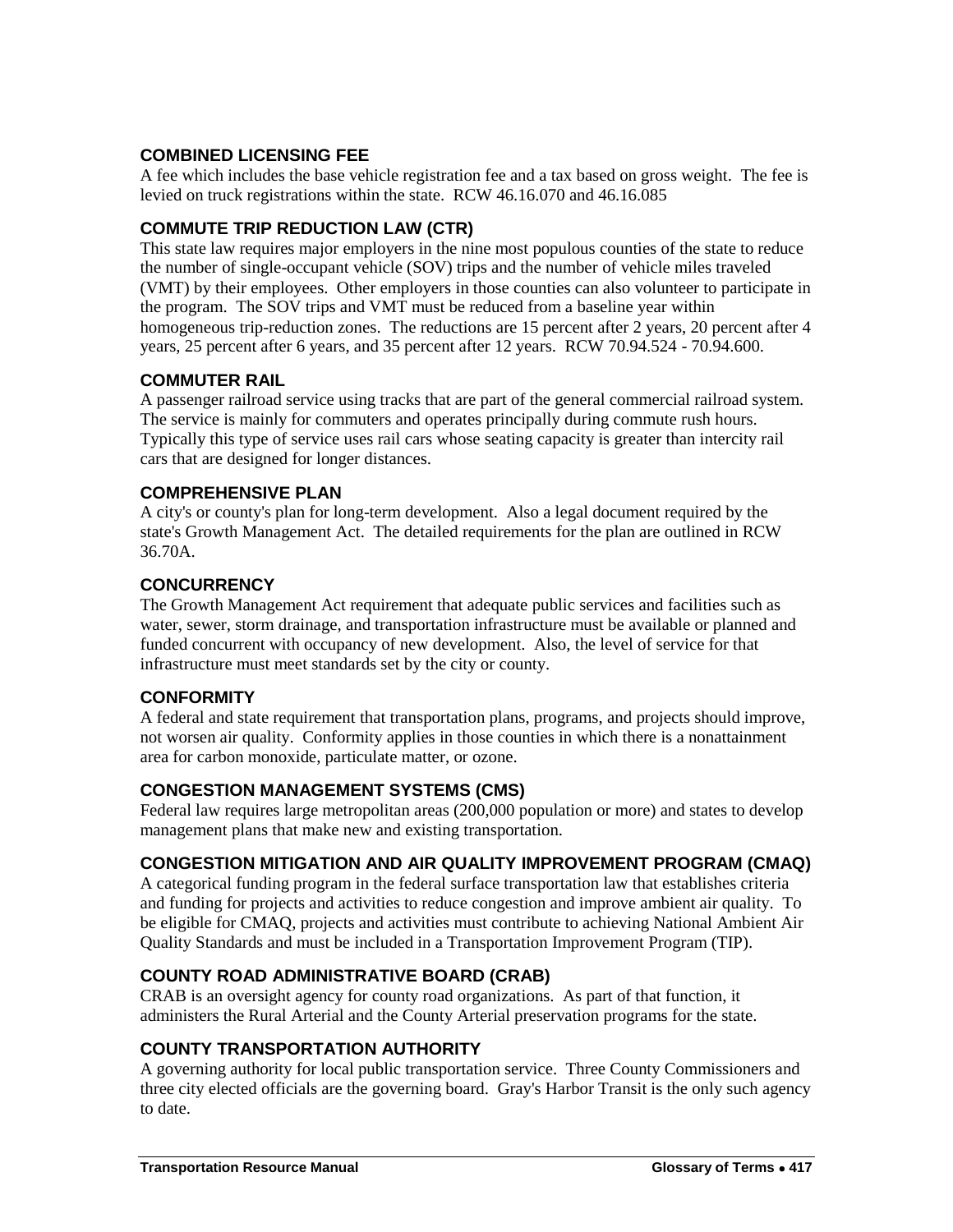### COMBINED LICENSING FEE

A fee which includes the base vehicle registration fee and a tax based on gross weight. The fee is levied on truck registrations within the state. RCW 46.16.070 and 46.16.085

### COMMUTE TRIP REDUCTION LAW (CTR)

This state law requires major employers in the nine most populous counties of the state to reduce the number of single-occupant vehicle (SOV) trips and the number of vehicle miles traveled (VMT) by their employees. Other employers in those counties can also volunteer to participate in the program. The SOV trips and VMT must be reduced from a baseline year within homogeneous trip-reduction zones. The reductions are 15 percent after 2 years, 20 percent after 4 years, 25 percent after 6 years, and 35 percent after 12 years. RCW 70.94.524 - 70.94.600.

### COMMUTER RAIL

A passenger railroad service using tracks that are part of the general commercial railroad system. The service is mainly for commuters and operates principally during commute rush hours. Typically this type of service uses rail cars whose seating capacity is greater than intercity rail cars that are designed for longer distances.

### COMPREHENSIVE PLAN

A city's or county's plan for long-term development. Also a legal document required by the state's Growth Management Act. The detailed requirements for the plan are outlined in RCW 36.70A.

### CONCURRENCY

The Growth Management Act requirement that adequate public services and facilities such as water, sewer, storm drainage, and transportation infrastructure must be available or planned and funded concurrent with occupancy of new development. Also, the level of service for that infrastructure must meet standards set by the city or county.

### CONFORMITY

A federal and state requirement that transportation plans, programs, and projects should improve, not worsen air quality. Conformity applies in those counties in which there is a nonattainment area for carbon monoxide, particulate matter, or ozone.

### CONGESTION MANAGEMENT SYSTEMS (CMS)

Federal law requires large metropolitan areas (200,000 population or more) and states to develop management plans that make new and existing transportation.

### CONGESTION MITIGATION AND AIR QUALITY IMPROVEMENT PROGRAM (CMAQ)

A categorical funding program in the federal surface transportation law that establishes criteria and funding for projects and activities to reduce congestion and improve ambient air quality. To be eligible for CMAQ, projects and activities must contribute to achieving National Ambient Air Quality Standards and must be included in a Transportation Improvement Program (TIP).

### COUNTY ROAD ADMINISTRATIVE BOARD (CRAB)

CRAB is an oversight agency for county road organizations. As part of that function, it administers the Rural Arterial and the County Arterial preservation programs for the state.

### COUNTY TRANSPORTATION AUTHORITY

A governing authority for local public transportation service. Three County Commissioners and three city elected officials are the governing board. Gray's Harbor Transit is the only such agency to date.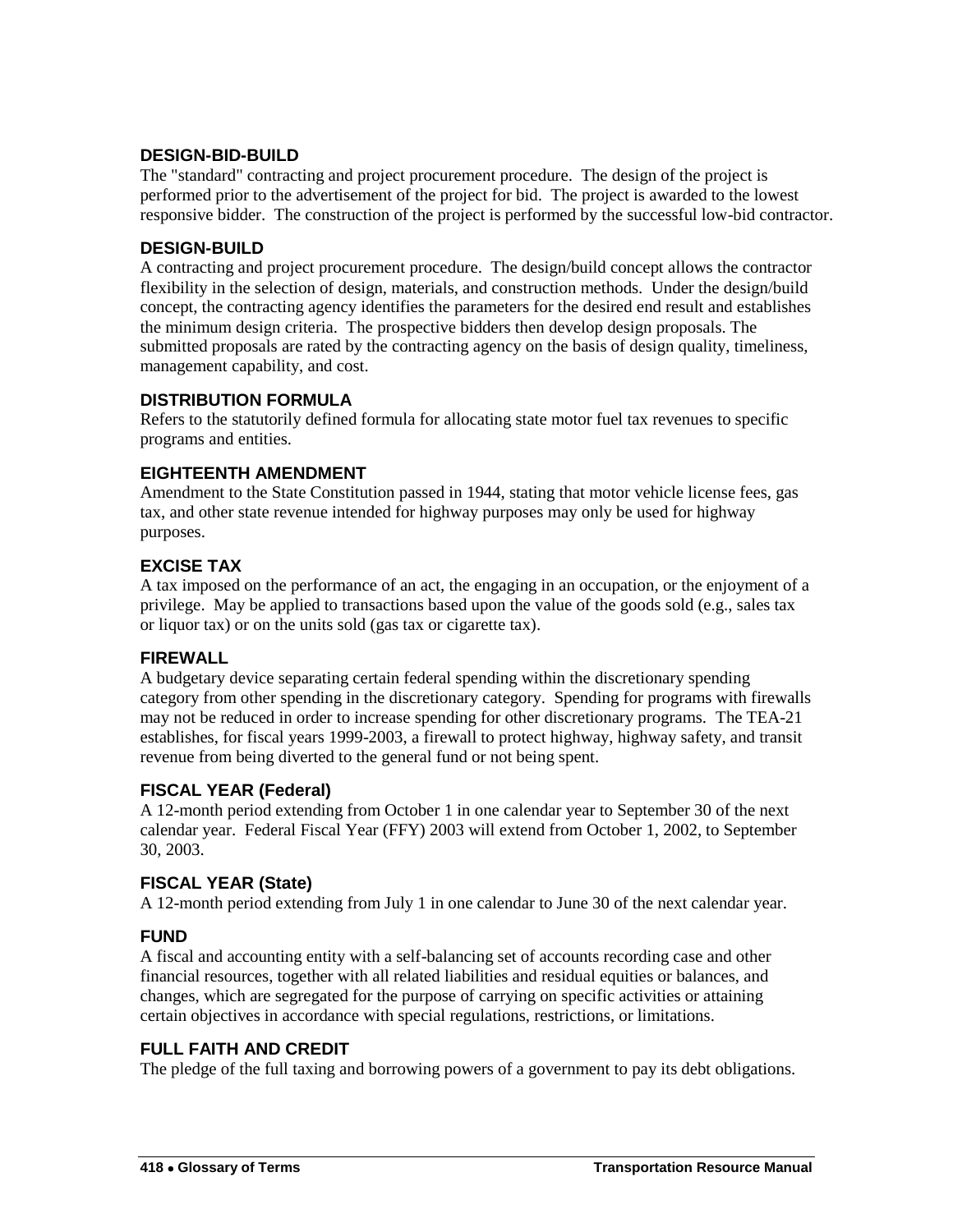### DESIGN-BID-BUILD

The "standard" contracting and project procurement procedure. The design of the project is performed prior to the advertisement of the project for bid. The project is awarded to the lowest responsive bidder. The construction of the project is performed by the successful low-bid contractor.

### DESIGN-BUILD

A contracting and project procurement procedure. The design/build concept allows the contractor flexibility in the selection of design, materials, and construction methods. Under the design/build concept, the contracting agency identifies the parameters for the desired end result and establishes the minimum design criteria. The prospective bidders then develop design proposals. The submitted proposals are rated by the contracting agency on the basis of design quality, timeliness, management capability, and cost.

### DISTRIBUTION FORMULA

Refers to the statutorily defined formula for allocating state motor fuel tax revenues to specific programs and entities.

### EIGHTEENTH AMENDMENT

Amendment to the State Constitution passed in 1944, stating that motor vehicle license fees, gas tax, and other state revenue intended for highway purposes may only be used for highway purposes.

### EXCISE TAX

A tax imposed on the performance of an act, the engaging in an occupation, or the enjoyment of a privilege. May be applied to transactions based upon the value of the goods sold (e.g., sales tax or liquor tax) or on the units sold (gas tax or cigarette tax).

### FIREWALL

A budgetary device separating certain federal spending within the discretionary spending category from other spending in the discretionary category. Spending for programs with firewalls may not be reduced in order to increase spending for other discretionary programs. The TEA-21 establishes, for fiscal years 1999-2003, a firewall to protect highway, highway safety, and transit revenue from being diverted to the general fund or not being spent.

### FISCAL YEAR (Federal)

A 12-month period extending from October 1 in one calendar year to September 30 of the next calendar year. Federal Fiscal Year (FFY) 2003 will extend from October 1, 2002, to September 30, 2003.

### FISCAL YEAR (State)

A 12-month period extending from July 1 in one calendar to June 30 of the next calendar year.

### FUND

A fiscal and accounting entity with a self-balancing set of accounts recording case and other financial resources, together with all related liabilities and residual equities or balances, and changes, which are segregated for the purpose of carrying on specific activities or attaining certain objectives in accordance with special regulations, restrictions, or limitations.

### FULL FAITH AND CREDIT

The pledge of the full taxing and borrowing powers of a government to pay its debt obligations.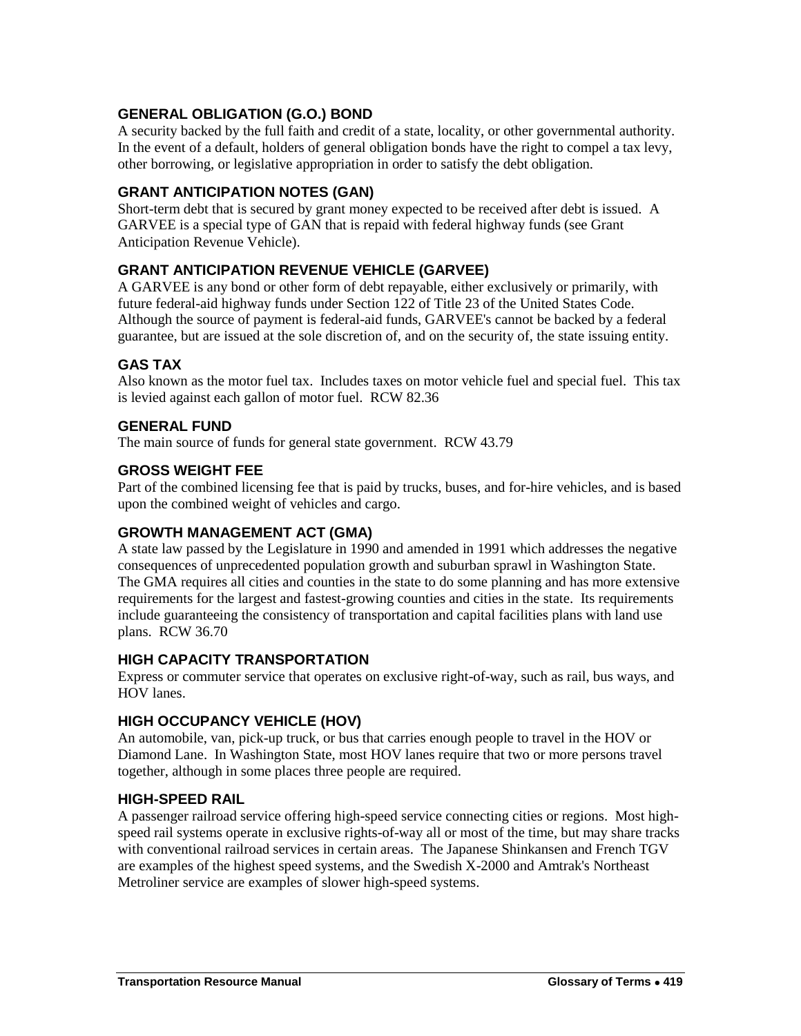### GENERAL OBLIGATION (G.O.) BOND

A security backed by the full faith and credit of a state, locality, or other governmental authority. In the event of a default, holders of general obligation bonds have the right to compel a tax levy, other borrowing, or legislative appropriation in order to satisfy the debt obligation.

### GRANT ANTICIPATION NOTES (GAN)

Short-term debt that is secured by grant money expected to be received after debt is issued. A GARVEE is a special type of GAN that is repaid with federal highway funds (see Grant Anticipation Revenue Vehicle).

### GRANT ANTICIPATION REVENUE VEHICLE (GARVEE)

A GARVEE is any bond or other form of debt repayable, either exclusively or primarily, with future federal-aid highway funds under Section 122 of Title 23 of the United States Code. Although the source of payment is federal-aid funds, GARVEE's cannot be backed by a federal guarantee, but are issued at the sole discretion of, and on the security of, the state issuing entity.

### GAS TAX

Also known as the motor fuel tax. Includes taxes on motor vehicle fuel and special fuel. This tax is levied against each gallon of motor fuel. RCW 82.36

### GENERAL FUND

The main source of funds for general state government. RCW 43.79

### GROSS WEIGHT FEE

Part of the combined licensing fee that is paid by trucks, buses, and for-hire vehicles, and is based upon the combined weight of vehicles and cargo.

### GROWTH MANAGEMENT ACT (GMA)

A state law passed by the Legislature in 1990 and amended in 1991 which addresses the negative consequences of unprecedented population growth and suburban sprawl in Washington State. The GMA requires all cities and counties in the state to do some planning and has more extensive requirements for the largest and fastest-growing counties and cities in the state. Its requirements include guaranteeing the consistency of transportation and capital facilities plans with land use plans. RCW 36.70

### HIGH CAPACITY TRANSPORTATION

Express or commuter service that operates on exclusive right-of-way, such as rail, bus ways, and HOV lanes.

### HIGH OCCUPANCY VEHICLE (HOV)

An automobile, van, pick-up truck, or bus that carries enough people to travel in the HOV or Diamond Lane. In Washington State, most HOV lanes require that two or more persons travel together, although in some places three people are required.

### HIGH-SPEED RAIL

A passenger railroad service offering high-speed service connecting cities or regions. Most high-speed rail systems operate in exclusive rights-of-way all or most of the time, but may share tracks with conventional railroad services in certain areas. The Japanese Shinkansen and French TGV are examples of the highest speed systems, and the Swedish X-2000 and Amtrak's Northeast Metroliner service are examples of slower high-speed systems.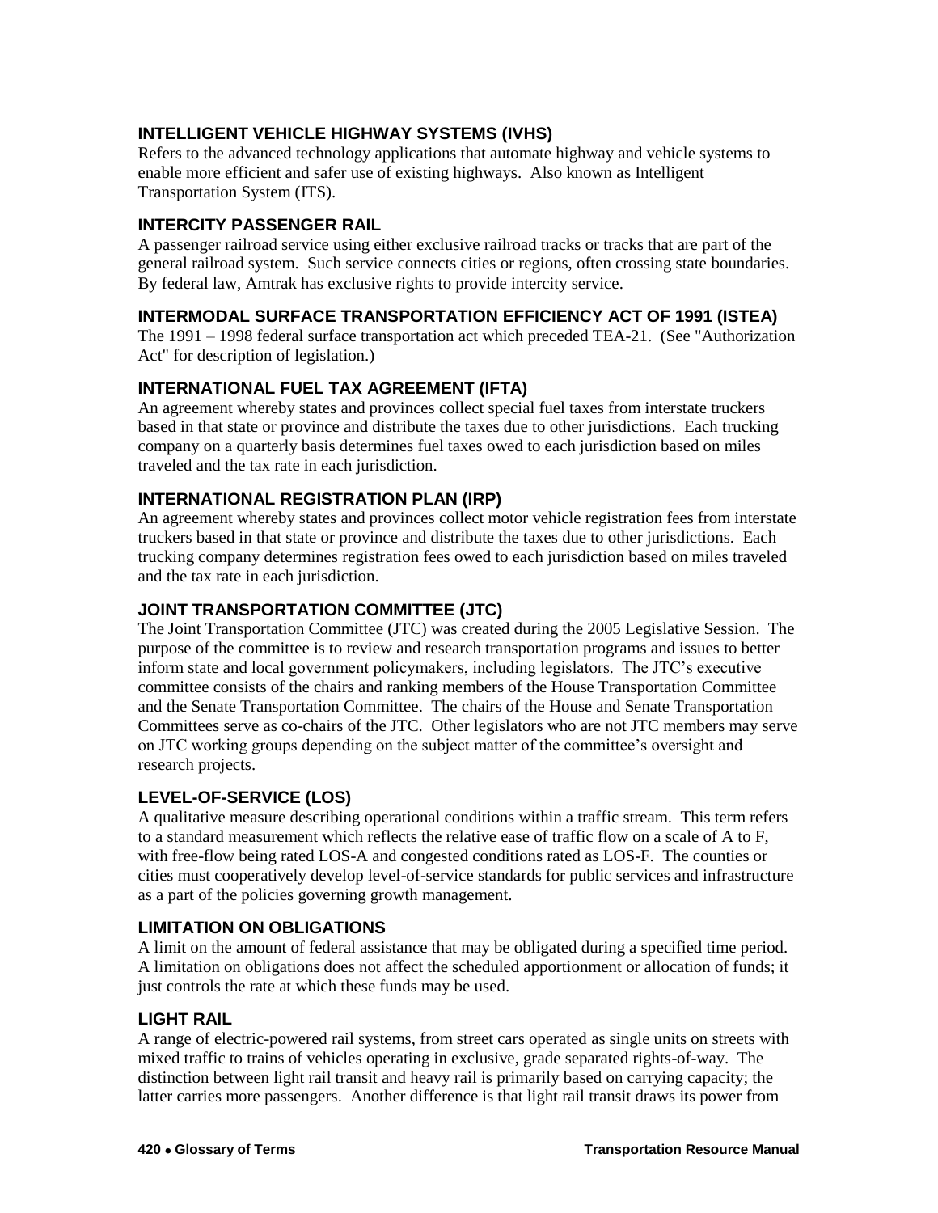### INTELLIGENT VEHICLE HIGHWAY SYSTEMS (IVHS)

Refers to the advanced technology applications that automate highway and vehicle systems to enable more efficient and safer use of existing highways. Also known as Intelligent Transportation System (ITS).

### INTERCITY PASSENGER RAIL

A passenger railroad service using either exclusive railroad tracks or tracks that are part of the general railroad system. Such service connects cities or regions, often crossing state boundaries. By federal law, Amtrak has exclusive rights to provide intercity service.

### INTERMODAL SURFACE TRANSPORTATION EFFICIENCY ACT OF 1991 (ISTEA)

The 1991 – 1998 federal surface transportation act which preceded TEA-21. (See "Authorization Act" for description of legislation.)

### INTERNATIONAL FUEL TAX AGREEMENT (IFTA)

An agreement whereby states and provinces collect special fuel taxes from interstate truckers based in that state or province and distribute the taxes due to other jurisdictions. Each trucking company on a quarterly basis determines fuel taxes owed to each jurisdiction based on miles traveled and the tax rate in each jurisdiction.

### INTERNATIONAL REGISTRATION PLAN (IRP)

An agreement whereby states and provinces collect motor vehicle registration fees from interstate truckers based in that state or province and distribute the taxes due to other jurisdictions. Each trucking company determines registration fees owed to each jurisdiction based on miles traveled and the tax rate in each jurisdiction.

### JOINT TRANSPORTATION COMMITTEE (JTC)

The Joint Transportation Committee (JTC) was created during the 2005 Legislative Session. The purpose of the committee is to review and research transportation programs and issues to better inform state and local government policymakers, including legislators. The JTC's executive committee consists of the chairs and ranking members of the House Transportation Committee and the Senate Transportation Committee. The chairs of the House and Senate Transportation Committees serve as co-chairs of the JTC. Other legislators who are not JTC members may serve on JTC working groups depending on the subject matter of the committee's oversight and research projects.

### LEVEL-OF-SERVICE (LOS)

A qualitative measure describing operational conditions within a traffic stream. This term refers to a standard measurement which reflects the relative ease of traffic flow on a scale of A to F, with free-flow being rated LOS-A and congested conditions rated as LOS-F. The counties or cities must cooperatively develop level-of-service standards for public services and infrastructure as a part of the policies governing growth management.

### LIMITATION ON OBLIGATIONS

A limit on the amount of federal assistance that may be obligated during a specified time period. A limitation on obligations does not affect the scheduled apportionment or allocation of funds; it just controls the rate at which these funds may be used.

### LIGHT RAIL

A range of electric-powered rail systems, from street cars operated as single units on streets with mixed traffic to trains of vehicles operating in exclusive, grade separated rights-of-way. The distinction between light rail transit and heavy rail is primarily based on carrying capacity; the latter carries more passengers. Another difference is that light rail transit draws its power from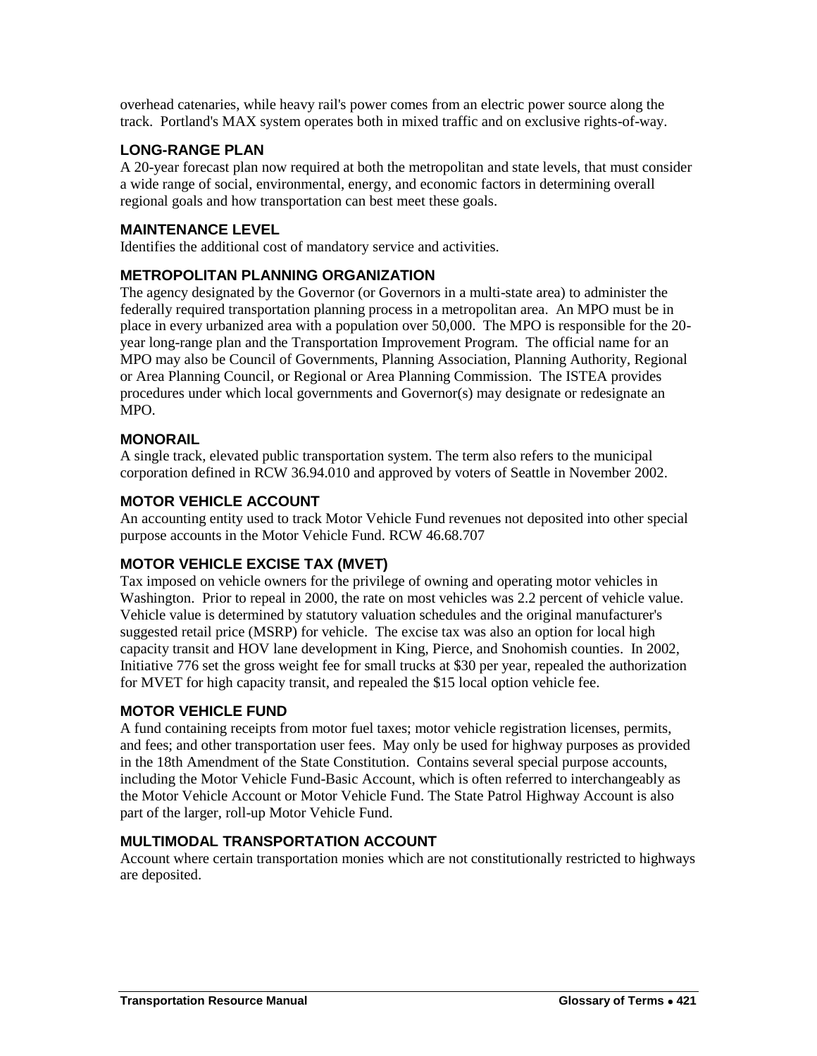overhead catenaries, while heavy rail's power comes from an electric power source along the track. Portland's MAX system operates both in mixed traffic and on exclusive rights-of-way.

### LONG-RANGE PLAN

A 20-year forecast plan now required at both the metropolitan and state levels, that must consider a wide range of social, environmental, energy, and economic factors in determining overall regional goals and how transportation can best meet these goals.

### MAINTENANCE LEVEL

Identifies the additional cost of mandatory service and activities.

### METROPOLITAN PLANNING ORGANIZATION

The agency designated by the Governor (or Governors in a multi-state area) to administer the federally required transportation planning process in a metropolitan area. An MPO must be in place in every urbanized area with a population over 50,000. The MPO is responsible for the 20-year long-range plan and the Transportation Improvement Program. The official name for an MPO may also be Council of Governments, Planning Association, Planning Authority, Regional or Area Planning Council, or Regional or Area Planning Commission. The ISTEA provides procedures under which local governments and Governor(s) may designate or redesignate an MPO.

### MONORAIL

A single track, elevated public transportation system. The term also refers to the municipal corporation defined in RCW 36.94.010 and approved by voters of Seattle in November 2002.

### MOTOR VEHICLE ACCOUNT

An accounting entity used to track Motor Vehicle Fund revenues not deposited into other special purpose accounts in the Motor Vehicle Fund. RCW 46.68.707

### MOTOR VEHICLE EXCISE TAX (MVET)

Tax imposed on vehicle owners for the privilege of owning and operating motor vehicles in Washington. Prior to repeal in 2000, the rate on most vehicles was 2.2 percent of vehicle value. Vehicle value is determined by statutory valuation schedules and the original manufacturer's suggested retail price (MSRP) for vehicle. The excise tax was also an option for local high capacity transit and HOV lane development in King, Pierce, and Snohomish counties. In 2002, Initiative 776 set the gross weight fee for small trucks at $30 per year, repealed the authorization for MVET for high capacity transit, and repealed the $15 local option vehicle fee.

### MOTOR VEHICLE FUND

A fund containing receipts from motor fuel taxes; motor vehicle registration licenses, permits, and fees; and other transportation user fees. May only be used for highway purposes as provided in the 18th Amendment of the State Constitution. Contains several special purpose accounts, including the Motor Vehicle Fund-Basic Account, which is often referred to interchangeably as the Motor Vehicle Account or Motor Vehicle Fund. The State Patrol Highway Account is also part of the larger, roll-up Motor Vehicle Fund.

### MULTIMODAL TRANSPORTATION ACCOUNT

Account where certain transportation monies which are not constitutionally restricted to highways are deposited.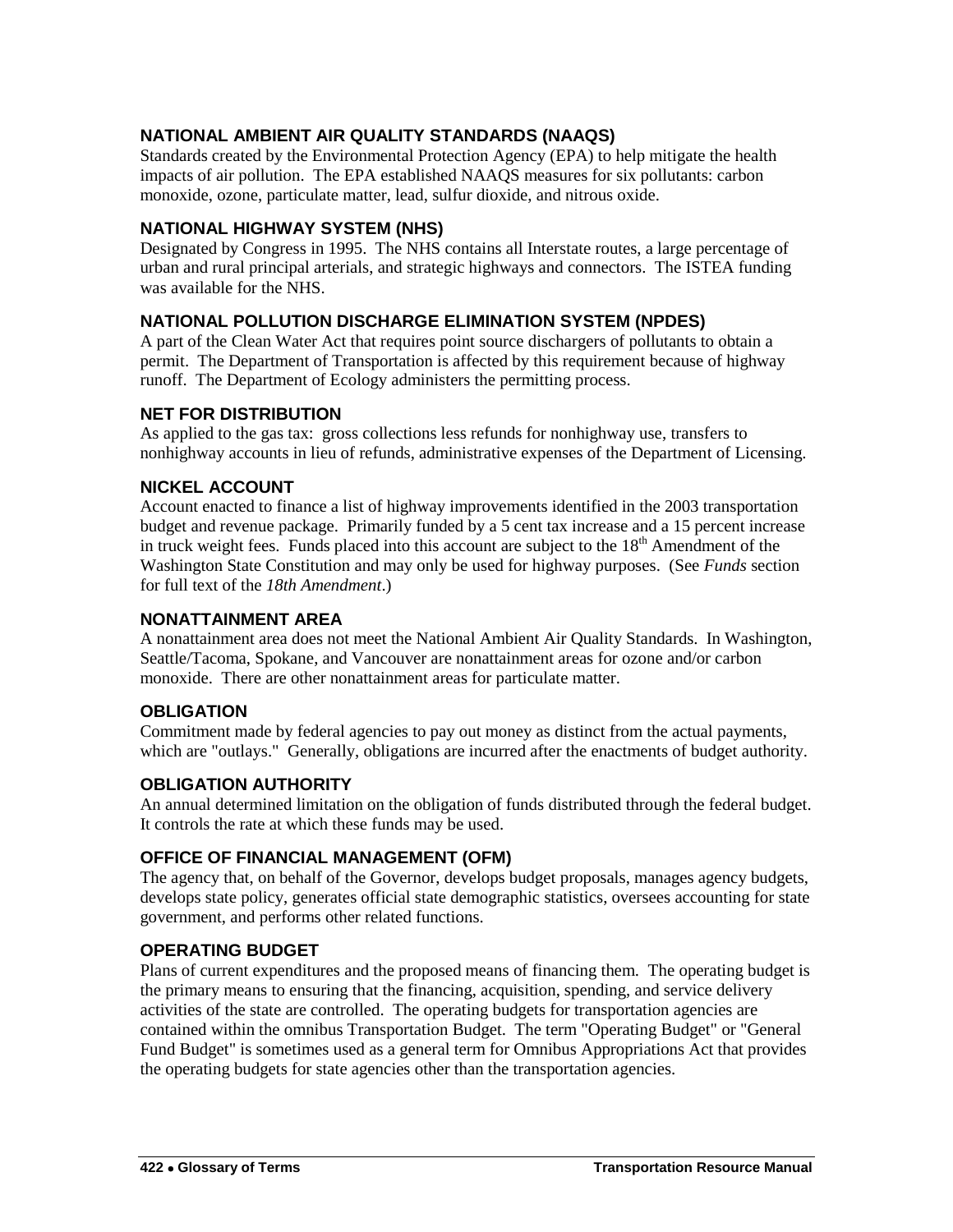### NATIONAL AMBIENT AIR QUALITY STANDARDS (NAAQS)

Standards created by the Environmental Protection Agency (EPA) to help mitigate the health impacts of air pollution. The EPA established NAAQS measures for six pollutants: carbon monoxide, ozone, particulate matter, lead, sulfur dioxide, and nitrous oxide.

### NATIONAL HIGHWAY SYSTEM (NHS)

Designated by Congress in 1995. The NHS contains all Interstate routes, a large percentage of urban and rural principal arterials, and strategic highways and connectors. The ISTEA funding was available for the NHS.

### NATIONAL POLLUTION DISCHARGE ELIMINATION SYSTEM (NPDES)

A part of the Clean Water Act that requires point source dischargers of pollutants to obtain a permit. The Department of Transportation is affected by this requirement because of highway runoff. The Department of Ecology administers the permitting process.

### NET FOR DISTRIBUTION

As applied to the gas tax: gross collections less refunds for nonhighway use, transfers to nonhighway accounts in lieu of refunds, administrative expenses of the Department of Licensing.

### NICKEL ACCOUNT

Account enacted to finance a list of highway improvements identified in the 2003 transportation budget and revenue package. Primarily funded by a 5 cent tax increase and a 15 percent increase in truck weight fees. Funds placed into this account are subject to the 18th Amendment of the Washington State Constitution and may only be used for highway purposes. (See *Funds* section for full text of the *18th Amendment*.)

### NONATTAINMENT AREA

A nonattainment area does not meet the National Ambient Air Quality Standards. In Washington, Seattle/Tacoma, Spokane, and Vancouver are nonattainment areas for ozone and/or carbon monoxide. There are other nonattainment areas for particulate matter.

### OBLIGATION

Commitment made by federal agencies to pay out money as distinct from the actual payments, which are "outlays." Generally, obligations are incurred after the enactments of budget authority.

### OBLIGATION AUTHORITY

An annual determined limitation on the obligation of funds distributed through the federal budget. It controls the rate at which these funds may be used.

### OFFICE OF FINANCIAL MANAGEMENT (OFM)

The agency that, on behalf of the Governor, develops budget proposals, manages agency budgets, develops state policy, generates official state demographic statistics, oversees accounting for state government, and performs other related functions.

### OPERATING BUDGET

Plans of current expenditures and the proposed means of financing them. The operating budget is the primary means to ensuring that the financing, acquisition, spending, and service delivery activities of the state are controlled. The operating budgets for transportation agencies are contained within the omnibus Transportation Budget. The term "Operating Budget" or "General Fund Budget" is sometimes used as a general term for Omnibus Appropriations Act that provides the operating budgets for state agencies other than the transportation agencies.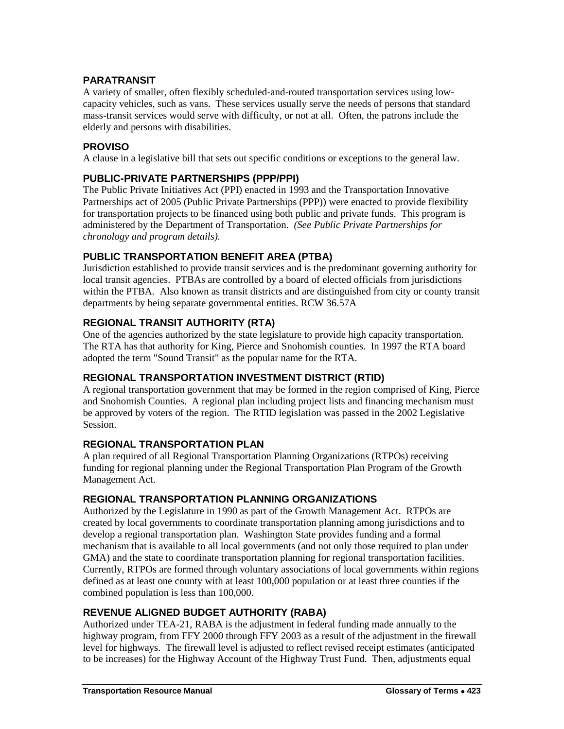### PARATRANSIT

A variety of smaller, often flexibly scheduled-and-routed transportation services using low-capacity vehicles, such as vans. These services usually serve the needs of persons that standard mass-transit services would serve with difficulty, or not at all. Often, the patrons include the elderly and persons with disabilities.

### PROVISO

A clause in a legislative bill that sets out specific conditions or exceptions to the general law.

### PUBLIC-PRIVATE PARTNERSHIPS (PPP/PPI)

The Public Private Initiatives Act (PPI) enacted in 1993 and the Transportation Innovative Partnerships act of 2005 (Public Private Partnerships (PPP)) were enacted to provide flexibility for transportation projects to be financed using both public and private funds. This program is administered by the Department of Transportation. *(See Public Private Partnerships for chronology and program details).*

### PUBLIC TRANSPORTATION BENEFIT AREA (PTBA)

Jurisdiction established to provide transit services and is the predominant governing authority for local transit agencies. PTBAs are controlled by a board of elected officials from jurisdictions within the PTBA. Also known as transit districts and are distinguished from city or county transit departments by being separate governmental entities. RCW 36.57A

### REGIONAL TRANSIT AUTHORITY (RTA)

One of the agencies authorized by the state legislature to provide high capacity transportation. The RTA has that authority for King, Pierce and Snohomish counties. In 1997 the RTA board adopted the term "Sound Transit" as the popular name for the RTA.

### REGIONAL TRANSPORTATION INVESTMENT DISTRICT (RTID)

A regional transportation government that may be formed in the region comprised of King, Pierce and Snohomish Counties. A regional plan including project lists and financing mechanism must be approved by voters of the region. The RTID legislation was passed in the 2002 Legislative Session.

### REGIONAL TRANSPORTATION PLAN

A plan required of all Regional Transportation Planning Organizations (RTPOs) receiving funding for regional planning under the Regional Transportation Plan Program of the Growth Management Act.

### REGIONAL TRANSPORTATION PLANNING ORGANIZATIONS

Authorized by the Legislature in 1990 as part of the Growth Management Act. RTPOs are created by local governments to coordinate transportation planning among jurisdictions and to develop a regional transportation plan. Washington State provides funding and a formal mechanism that is available to all local governments (and not only those required to plan under GMA) and the state to coordinate transportation planning for regional transportation facilities. Currently, RTPOs are formed through voluntary associations of local governments within regions defined as at least one county with at least 100,000 population or at least three counties if the combined population is less than 100,000.

### REVENUE ALIGNED BUDGET AUTHORITY (RABA)

Authorized under TEA-21, RABA is the adjustment in federal funding made annually to the highway program, from FFY 2000 through FFY 2003 as a result of the adjustment in the firewall level for highways. The firewall level is adjusted to reflect revised receipt estimates (anticipated to be increases) for the Highway Account of the Highway Trust Fund. Then, adjustments equal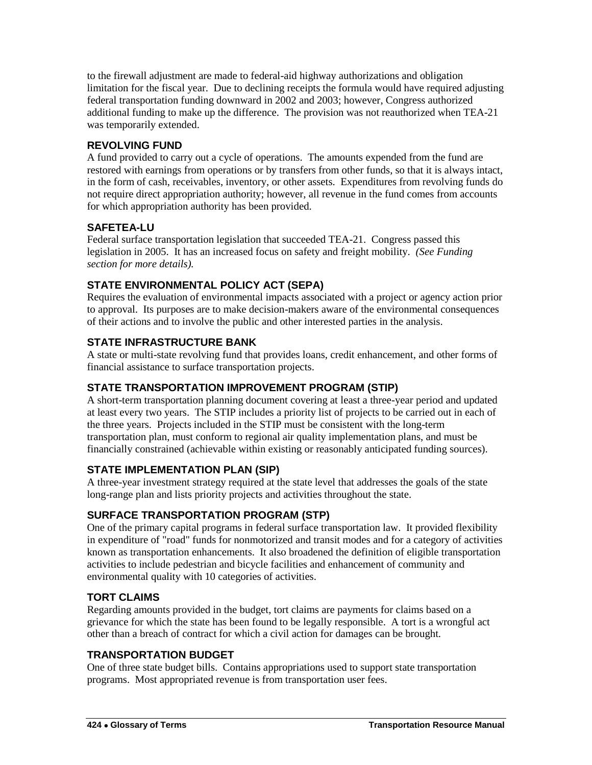to the firewall adjustment are made to federal-aid highway authorizations and obligation limitation for the fiscal year. Due to declining receipts the formula would have required adjusting federal transportation funding downward in 2002 and 2003; however, Congress authorized additional funding to make up the difference. The provision was not reauthorized when TEA-21 was temporarily extended.

### REVOLVING FUND

A fund provided to carry out a cycle of operations. The amounts expended from the fund are restored with earnings from operations or by transfers from other funds, so that it is always intact, in the form of cash, receivables, inventory, or other assets. Expenditures from revolving funds do not require direct appropriation authority; however, all revenue in the fund comes from accounts for which appropriation authority has been provided.

### SAFETEA-LU

Federal surface transportation legislation that succeeded TEA-21. Congress passed this legislation in 2005. It has an increased focus on safety and freight mobility. *(See Funding section for more details).*

### STATE ENVIRONMENTAL POLICY ACT (SEPA)

Requires the evaluation of environmental impacts associated with a project or agency action prior to approval. Its purposes are to make decision-makers aware of the environmental consequences of their actions and to involve the public and other interested parties in the analysis.

### STATE INFRASTRUCTURE BANK

A state or multi-state revolving fund that provides loans, credit enhancement, and other forms of financial assistance to surface transportation projects.

### STATE TRANSPORTATION IMPROVEMENT PROGRAM (STIP)

A short-term transportation planning document covering at least a three-year period and updated at least every two years. The STIP includes a priority list of projects to be carried out in each of the three years. Projects included in the STIP must be consistent with the long-term transportation plan, must conform to regional air quality implementation plans, and must be financially constrained (achievable within existing or reasonably anticipated funding sources).

### STATE IMPLEMENTATION PLAN (SIP)

A three-year investment strategy required at the state level that addresses the goals of the state long-range plan and lists priority projects and activities throughout the state.

### SURFACE TRANSPORTATION PROGRAM (STP)

One of the primary capital programs in federal surface transportation law. It provided flexibility in expenditure of "road" funds for nonmotorized and transit modes and for a category of activities known as transportation enhancements. It also broadened the definition of eligible transportation activities to include pedestrian and bicycle facilities and enhancement of community and environmental quality with 10 categories of activities.

### TORT CLAIMS

Regarding amounts provided in the budget, tort claims are payments for claims based on a grievance for which the state has been found to be legally responsible. A tort is a wrongful act other than a breach of contract for which a civil action for damages can be brought.

### TRANSPORTATION BUDGET

One of three state budget bills. Contains appropriations used to support state transportation programs. Most appropriated revenue is from transportation user fees.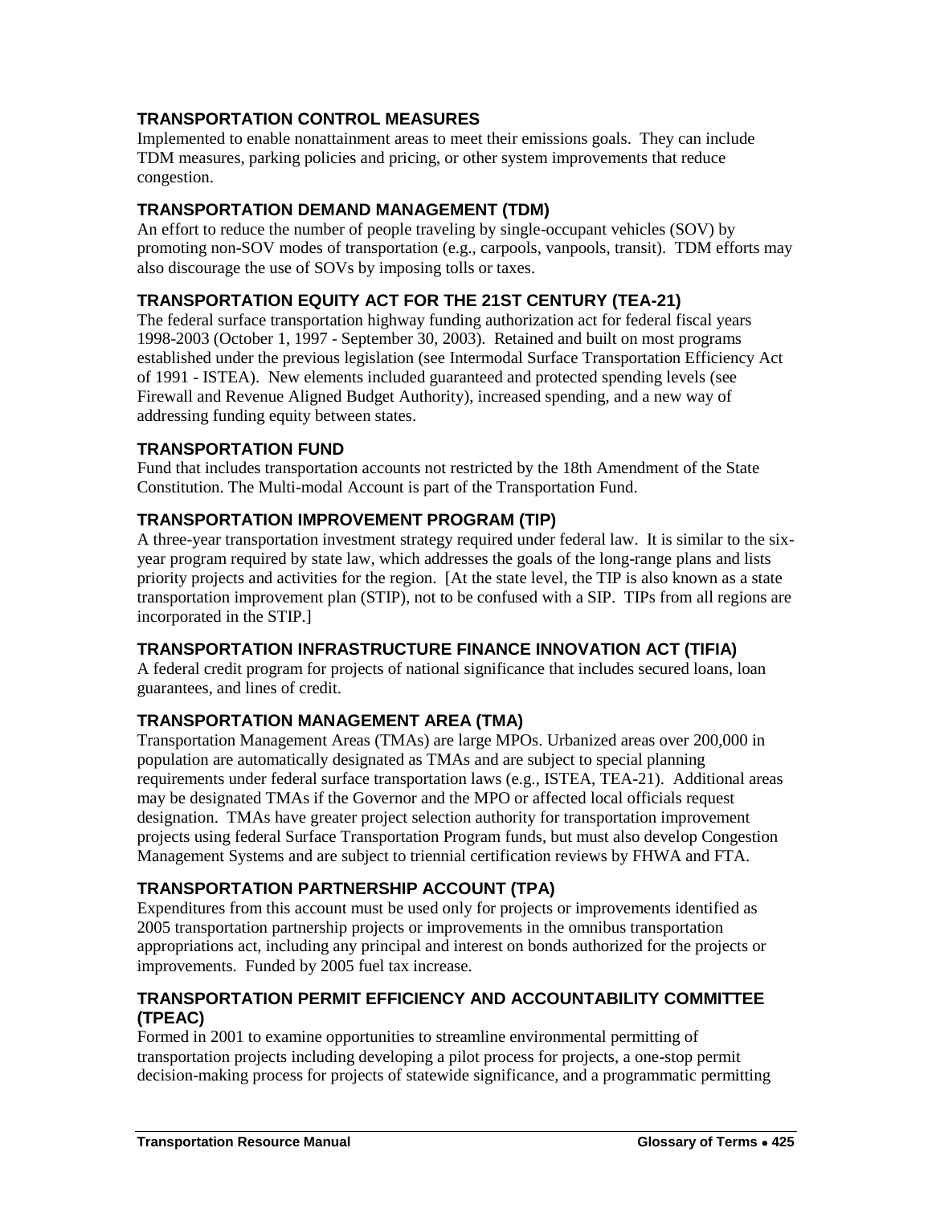### TRANSPORTATION CONTROL MEASURES

Implemented to enable nonattainment areas to meet their emissions goals. They can include TDM measures, parking policies and pricing, or other system improvements that reduce congestion.

### TRANSPORTATION DEMAND MANAGEMENT (TDM)

An effort to reduce the number of people traveling by single-occupant vehicles (SOV) by promoting non-SOV modes of transportation (e.g., carpools, vanpools, transit). TDM efforts may also discourage the use of SOVs by imposing tolls or taxes.

### TRANSPORTATION EQUITY ACT FOR THE 21ST CENTURY (TEA-21)

The federal surface transportation highway funding authorization act for federal fiscal years 1998-2003 (October 1, 1997 - September 30, 2003). Retained and built on most programs established under the previous legislation (see Intermodal Surface Transportation Efficiency Act of 1991 - ISTEA). New elements included guaranteed and protected spending levels (see Firewall and Revenue Aligned Budget Authority), increased spending, and a new way of addressing funding equity between states.

### TRANSPORTATION FUND

Fund that includes transportation accounts not restricted by the 18th Amendment of the State Constitution. The Multi-modal Account is part of the Transportation Fund.

### TRANSPORTATION IMPROVEMENT PROGRAM (TIP)

A three-year transportation investment strategy required under federal law. It is similar to the six-year program required by state law, which addresses the goals of the long-range plans and lists priority projects and activities for the region. [At the state level, the TIP is also known as a state transportation improvement plan (STIP), not to be confused with a SIP. TIPs from all regions are incorporated in the STIP.]

### TRANSPORTATION INFRASTRUCTURE FINANCE INNOVATION ACT (TIFIA)

A federal credit program for projects of national significance that includes secured loans, loan guarantees, and lines of credit.

### TRANSPORTATION MANAGEMENT AREA (TMA)

Transportation Management Areas (TMAs) are large MPOs. Urbanized areas over 200,000 in population are automatically designated as TMAs and are subject to special planning requirements under federal surface transportation laws (e.g., ISTEA, TEA-21). Additional areas may be designated TMAs if the Governor and the MPO or affected local officials request designation. TMAs have greater project selection authority for transportation improvement projects using federal Surface Transportation Program funds, but must also develop Congestion Management Systems and are subject to triennial certification reviews by FHWA and FTA.

### TRANSPORTATION PARTNERSHIP ACCOUNT (TPA)

Expenditures from this account must be used only for projects or improvements identified as 2005 transportation partnership projects or improvements in the omnibus transportation appropriations act, including any principal and interest on bonds authorized for the projects or improvements. Funded by 2005 fuel tax increase.

### TRANSPORTATION PERMIT EFFICIENCY AND ACCOUNTABILITY COMMITTEE (TPEAC)

Formed in 2001 to examine opportunities to streamline environmental permitting of transportation projects including developing a pilot process for projects, a one-stop permit decision-making process for projects of statewide significance, and a programmatic permitting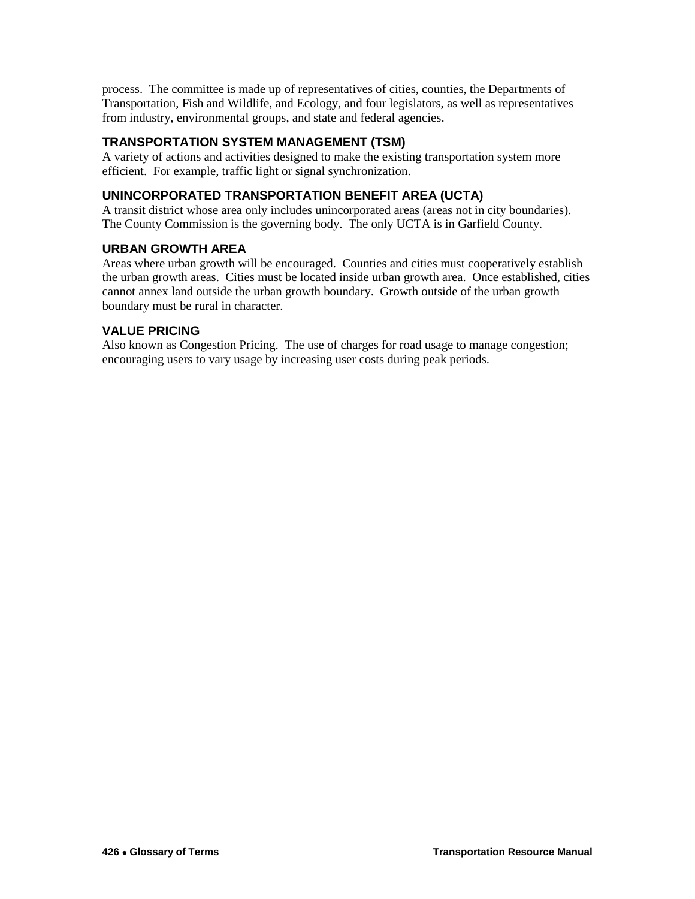process.  The committee is made up of representatives of cities, counties, the Departments of Transportation, Fish and Wildlife, and Ecology, and four legislators, as well as representatives from industry, environmental groups, and state and federal agencies.

### TRANSPORTATION SYSTEM MANAGEMENT (TSM)

A variety of actions and activities designed to make the existing transportation system more efficient.  For example, traffic light or signal synchronization.

### UNINCORPORATED TRANSPORTATION BENEFIT AREA (UCTA)

A transit district whose area only includes unincorporated areas (areas not in city boundaries).  The County Commission is the governing body.  The only UCTA is in Garfield County.

### URBAN GROWTH AREA

Areas where urban growth will be encouraged.  Counties and cities must cooperatively establish the urban growth areas.  Cities must be located inside urban growth area.  Once established, cities cannot annex land outside the urban growth boundary.  Growth outside of the urban growth boundary must be rural in character.

### VALUE PRICING

Also known as Congestion Pricing.  The use of charges for road usage to manage congestion; encouraging users to vary usage by increasing user costs during peak periods.